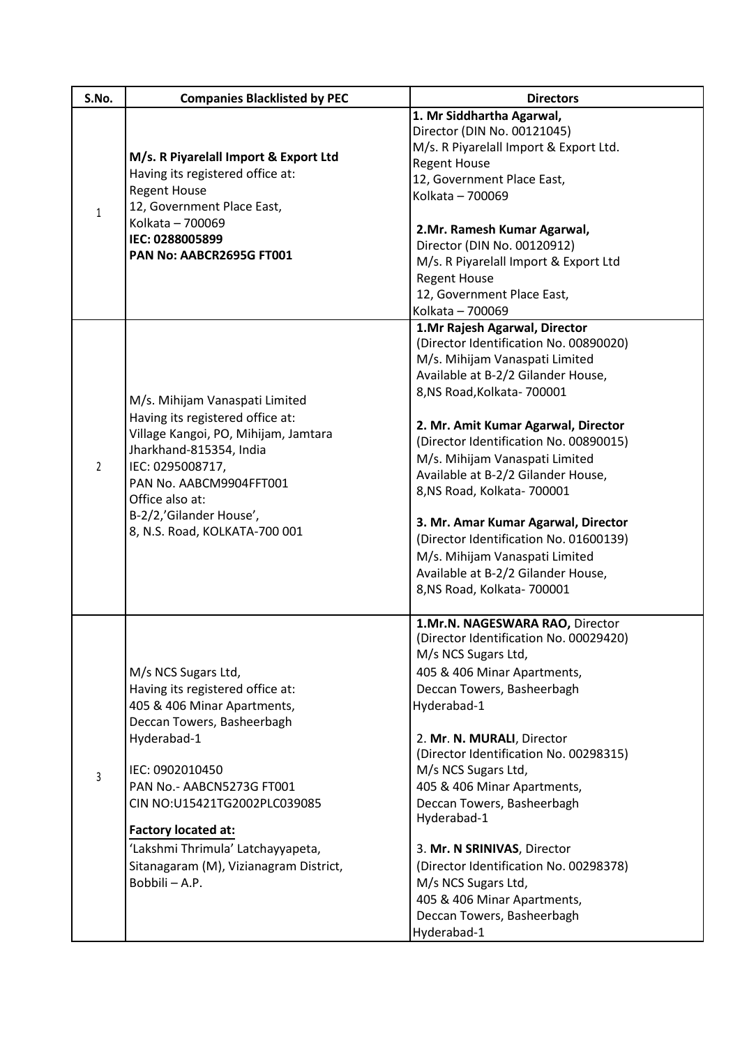| S.No. | Companies Blacklisted by PEC | Directors |
|---|---|---|
| 1 | **M/s. R Piyarelall Import & Export Ltd**<br>Having its registered office at:<br>Regent House<br>12, Government Place East,<br>Kolkata – 700069<br>**IEC: 0288005899**<br>**PAN No: AABCR2695G FT001** | **1. Mr Siddhartha Agarwal,**<br>Director (DIN No. 00121045)<br>M/s. R Piyarelall Import & Export Ltd.<br>Regent House<br>12, Government Place East,<br>Kolkata – 700069<br><br>**2.Mr. Ramesh Kumar Agarwal,**<br>Director (DIN No. 00120912)<br>M/s. R Piyarelall Import & Export Ltd<br>Regent House<br>12, Government Place East,<br>Kolkata – 700069 |
| 2 | M/s. Mihijam Vanaspati Limited<br>Having its registered office at:<br>Village Kangoi, PO, Mihijam, Jamtara<br>Jharkhand-815354, India<br>IEC: 0295008717,<br>PAN No. AABCM9904FFT001<br>Office also at:<br>B-2/2,'Gilander House',<br>8, N.S. Road, KOLKATA-700 001 | **1.Mr Rajesh Agarwal, Director**<br>(Director Identification No. 00890020)<br>M/s. Mihijam Vanaspati Limited<br>Available at B-2/2 Gilander House,<br>8,NS Road,Kolkata- 700001<br><br>**2. Mr. Amit Kumar Agarwal, Director**<br>(Director Identification No. 00890015)<br>M/s. Mihijam Vanaspati Limited<br>Available at B-2/2 Gilander House,<br>8,NS Road, Kolkata- 700001<br><br>**3. Mr. Amar Kumar Agarwal, Director**<br>(Director Identification No. 01600139)<br>M/s. Mihijam Vanaspati Limited<br>Available at B-2/2 Gilander House,<br>8,NS Road, Kolkata- 700001 |
| 3 | M/s NCS Sugars Ltd,<br>Having its registered office at:<br>405 & 406 Minar Apartments,<br>Deccan Towers, Basheerbagh<br>Hyderabad-1<br><br>IEC: 0902010450<br>PAN No.- AABCN5273G FT001<br>CIN NO:U15421TG2002PLC039085<br><br>**Factory located at:**<br>'Lakshmi Thrimula' Latchayyapeta,<br>Sitanagaram (M), Vizianagram District,<br>Bobbili – A.P. | **1.Mr.N. NAGESWARA RAO,** Director<br>(Director Identification No. 00029420)<br>M/s NCS Sugars Ltd,<br>405 & 406 Minar Apartments,<br>Deccan Towers, Basheerbagh<br>Hyderabad-1<br><br>2. **Mr**. **N. MURALI**, Director<br>(Director Identification No. 00298315)<br>M/s NCS Sugars Ltd,<br>405 & 406 Minar Apartments,<br>Deccan Towers, Basheerbagh<br>Hyderabad-1<br><br>3. **Mr. N SRINIVAS**, Director<br>(Director Identification No. 00298378)<br>M/s NCS Sugars Ltd,<br>405 & 406 Minar Apartments,<br>Deccan Towers, Basheerbagh<br>Hyderabad-1 |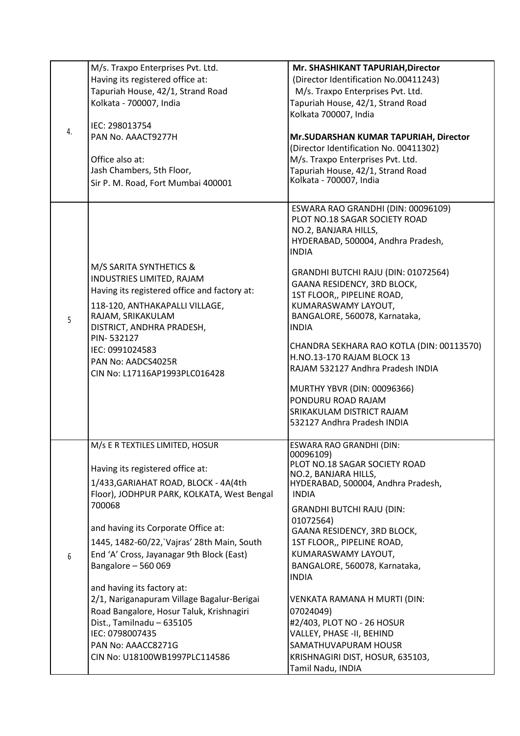| | | |
|---|---|---|
| 4. | M/s. Traxpo Enterprises Pvt. Ltd.<br>Having its registered office at:<br>Tapuriah House, 42/1, Strand Road<br>Kolkata - 700007, India<br><br>IEC: 298013754<br>PAN No. AAACT9277H<br><br>Office also at:<br>Jash Chambers, 5th Floor,<br>Sir P. M. Road, Fort Mumbai 400001 | **Mr. SHASHIKANT TAPURIAH,Director**<br>(Director Identification No.00411243)<br>M/s. Traxpo Enterprises Pvt. Ltd.<br>Tapuriah House, 42/1, Strand Road<br>Kolkata 700007, India<br><br>**Mr.SUDARSHAN KUMAR TAPURIAH, Director**<br>(Director Identification No. 00411302)<br>M/s. Traxpo Enterprises Pvt. Ltd.<br>Tapuriah House, 42/1, Strand Road<br>Kolkata - 700007, India |
| 5 | M/S SARITA SYNTHETICS & INDUSTRIES LIMITED, RAJAM<br>Having its registered office and factory at:<br>118-120, ANTHAKAPALLI VILLAGE, RAJAM, SRIKAKULAM DISTRICT, ANDHRA PRADESH,<br>PIN- 532127<br>IEC: 0991024583<br>PAN No: AADCS4025R<br>CIN No: L17116AP1993PLC016428 | ESWARA RAO GRANDHI (DIN: 00096109)<br>PLOT NO.18 SAGAR SOCIETY ROAD NO.2, BANJARA HILLS,<br>HYDERABAD, 500004, Andhra Pradesh, INDIA<br><br>GRANDHI BUTCHI RAJU (DIN: 01072564)<br>GAANA RESIDENCY, 3RD BLOCK,<br>1ST FLOOR,, PIPELINE ROAD,<br>KUMARASWAMY LAYOUT,<br>BANGALORE, 560078, Karnataka, INDIA<br><br>CHANDRA SEKHARA RAO KOTLA (DIN: 00113570)<br>H.NO.13-170 RAJAM BLOCK 13<br>RAJAM 532127 Andhra Pradesh INDIA<br><br>MURTHY YBVR (DIN: 00096366)<br>PONDURU ROAD RAJAM<br>SRIKAKULAM DISTRICT RAJAM<br>532127 Andhra Pradesh INDIA |
| 6 | M/s E R TEXTILES LIMITED, HOSUR<br><br>Having its registered office at:<br>1/433,GARIAHAT ROAD, BLOCK - 4A(4th Floor), JODHPUR PARK, KOLKATA, West Bengal 700068<br><br>and having its Corporate Office at:<br>1445, 1482-60/22,`Vajras' 28th Main, South End 'A' Cross, Jayanagar 9th Block (East)<br>Bangalore – 560 069<br><br>and having its factory at:<br>2/1, Nariganapuram Village Bagalur-Berigai Road Bangalore, Hosur Taluk, Krishnagiri Dist., Tamilnadu – 635105<br>IEC: 0798007435<br>PAN No: AAACC8271G<br>CIN No: U18100WB1997PLC114586 | ESWARA RAO GRANDHI (DIN: 00096109)<br>PLOT NO.18 SAGAR SOCIETY ROAD NO.2, BANJARA HILLS,<br>HYDERABAD, 500004, Andhra Pradesh, INDIA<br><br>GRANDHI BUTCHI RAJU (DIN: 01072564)<br>GAANA RESIDENCY, 3RD BLOCK,<br>1ST FLOOR,, PIPELINE ROAD,<br>KUMARASWAMY LAYOUT,<br>BANGALORE, 560078, Karnataka, INDIA<br><br>VENKATA RAMANA H MURTI (DIN: 07024049)<br>#2/403, PLOT NO - 26 HOSUR VALLEY, PHASE -II, BEHIND SAMATHUVAPURAM HOUSR<br>KRISHNAGIRI DIST, HOSUR, 635103, Tamil Nadu, INDIA |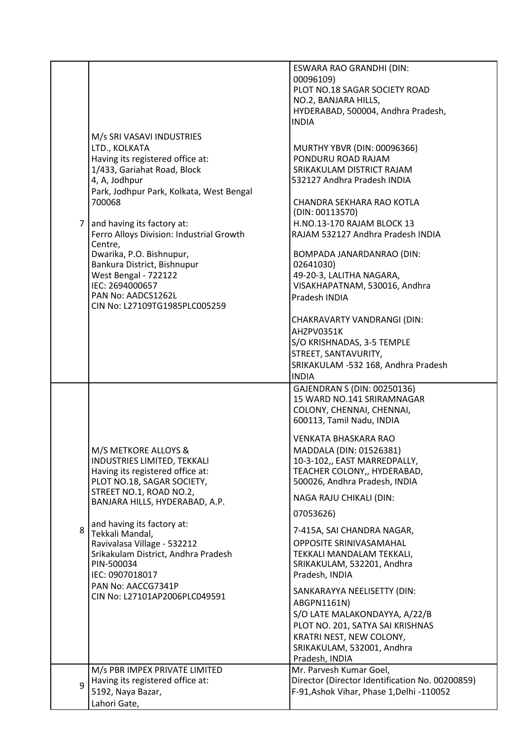| | | |
|---|---|---|
| 7 | M/s SRI VASAVI INDUSTRIES LTD., KOLKATA<br>Having its registered office at:<br>1/433, Gariahat Road, Block 4, A, Jodhpur Park, Jodhpur Park, Kolkata, West Bengal 700068<br><br>and having its factory at:<br>Ferro Alloys Division: Industrial Growth Centre,<br>Dwarika, P.O. Bishnupur,<br>Bankura District, Bishnupur<br>West Bengal - 722122<br>IEC: 2694000657<br>PAN No: AADCS1262L<br>CIN No: L27109TG1985PLC005259 | ESWARA RAO GRANDHI (DIN: 00096109)<br>PLOT NO.18 SAGAR SOCIETY ROAD NO.2, BANJARA HILLS, HYDERABAD, 500004, Andhra Pradesh, INDIA<br><br>MURTHY YBVR (DIN: 00096366)<br>PONDURU ROAD RAJAM SRIKAKULAM DISTRICT RAJAM 532127 Andhra Pradesh INDIA<br><br>CHANDRA SEKHARA RAO KOTLA (DIN: 00113570)<br>H.NO.13-170 RAJAM BLOCK 13 RAJAM 532127 Andhra Pradesh INDIA<br><br>BOMPADA JANARDANRAO (DIN: 02641030)<br>49-20-3, LALITHA NAGARA, VISAKHAPATNAM, 530016, Andhra Pradesh INDIA<br><br>CHAKRAVARTY VANDRANGI (DIN: AHZPV0351K<br>S/O KRISHNADAS, 3-5 TEMPLE STREET, SANTAVURITY, SRIKAKULAM -532 168, Andhra Pradesh INDIA |
| 8 | M/S METKORE ALLOYS & INDUSTRIES LIMITED, TEKKALI<br>Having its registered office at:<br>PLOT NO.18, SAGAR SOCIETY, STREET NO.1, ROAD NO.2, BANJARA HILLS, HYDERABAD, A.P.<br><br>and having its factory at:<br>Tekkali Mandal,<br>Ravivalasa Village - 532212<br>Srikakulam District, Andhra Pradesh<br>PIN-500034<br>IEC: 0907018017<br>PAN No: AACCG7341P<br>CIN No: L27101AP2006PLC049591 | GAJENDRAN S (DIN: 00250136)<br>15 WARD NO.141 SRIRAMNAGAR COLONY, CHENNAI, CHENNAI, 600113, Tamil Nadu, INDIA<br><br>VENKATA BHASKARA RAO MADDALA (DIN: 01526381)<br>10-3-102,, EAST MARREDPALLY, TEACHER COLONY,, HYDERABAD, 500026, Andhra Pradesh, INDIA<br><br>NAGA RAJU CHIKALI (DIN: 07053626)<br>7-415A, SAI CHANDRA NAGAR, OPPOSITE SRINIVASAMAHAL TEKKALI MANDALAM TEKKALI, SRIKAKULAM, 532201, Andhra Pradesh, INDIA<br><br>SANKARAYYA NEELISETTY (DIN: ABGPN1161N)<br>S/O LATE MALAKONDAYYA, A/22/B PLOT NO. 201, SATYA SAI KRISHNAS KRATRI NEST, NEW COLONY, SRIKAKULAM, 532001, Andhra Pradesh, INDIA |
| 9 | M/s PBR IMPEX PRIVATE LIMITED<br>Having its registered office at:<br>5192, Naya Bazar,<br>Lahori Gate, | Mr. Parvesh Kumar Goel,<br>Director (Director Identification No. 00200859)<br>F-91,Ashok Vihar, Phase 1,Delhi -110052 |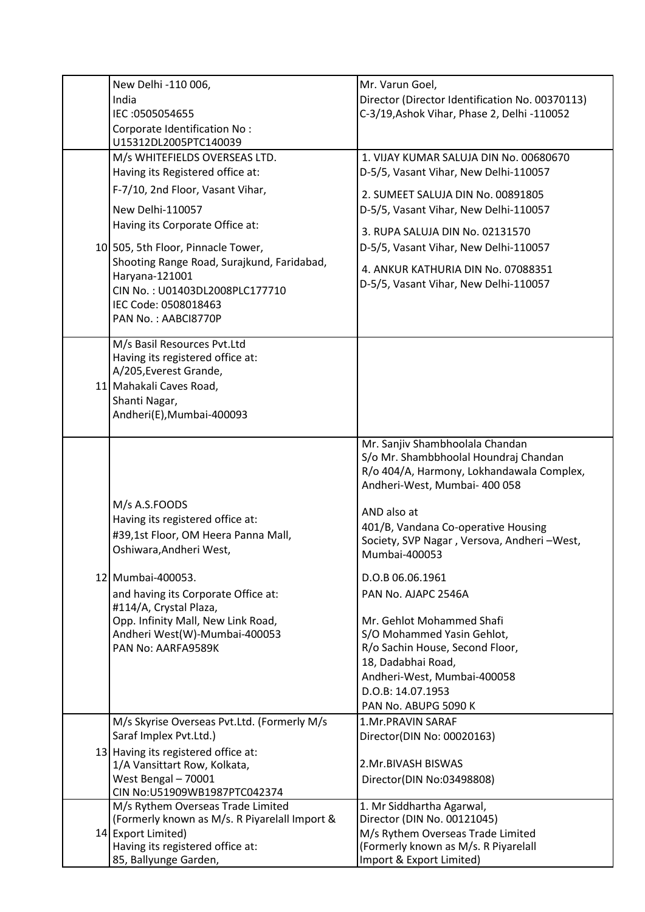| | | |
|---|---|---|
| | New Delhi -110 006,<br>India<br>IEC :0505054655<br>Corporate Identification No :<br>U15312DL2005PTC140039 | Mr. Varun Goel,<br>Director (Director Identification No. 00370113)<br>C-3/19,Ashok Vihar, Phase 2, Delhi -110052 |
| 10 | M/s WHITEFIELDS OVERSEAS LTD.<br>Having its Registered office at:<br>F-7/10, 2nd Floor, Vasant Vihar,<br>New Delhi-110057<br>Having its Corporate Office at:<br>505, 5th Floor, Pinnacle Tower,<br>Shooting Range Road, Surajkund, Faridabad, Haryana-121001<br>CIN No. : U01403DL2008PLC177710<br>IEC Code: 0508018463<br>PAN No. : AABCI8770P | 1. VIJAY KUMAR SALUJA DIN No. 00680670<br>D-5/5, Vasant Vihar, New Delhi-110057<br>2. SUMEET SALUJA DIN No. 00891805<br>D-5/5, Vasant Vihar, New Delhi-110057<br>3. RUPA SALUJA DIN No. 02131570<br>D-5/5, Vasant Vihar, New Delhi-110057<br>4. ANKUR KATHURIA DIN No. 07088351<br>D-5/5, Vasant Vihar, New Delhi-110057 |
| 11 | M/s Basil Resources Pvt.Ltd<br>Having its registered office at:<br>A/205,Everest Grande,<br>Mahakali Caves Road,<br>Shanti Nagar,<br>Andheri(E),Mumbai-400093 | |
| 12 | M/s A.S.FOODS<br>Having its registered office at:<br>#39,1st Floor, OM Heera Panna Mall,<br>Oshiwara,Andheri West,<br>Mumbai-400053.<br>and having its Corporate Office at:<br>#114/A, Crystal Plaza,<br>Opp. Infinity Mall, New Link Road,<br>Andheri West(W)-Mumbai-400053<br>PAN No: AARFA9589K | Mr. Sanjiv Shambhoolala Chandan<br>S/o Mr. Shambbhoolal Houndraj Chandan<br>R/o 404/A, Harmony, Lokhandawala Complex,<br>Andheri-West, Mumbai- 400 058<br>AND also at<br>401/B, Vandana Co-operative Housing Society, SVP Nagar , Versova, Andheri –West, Mumbai-400053<br>D.O.B 06.06.1961<br>PAN No. AJAPC 2546A<br>Mr. Gehlot Mohammed Shafi<br>S/O Mohammed Yasin Gehlot,<br>R/o Sachin House, Second Floor,<br>18, Dadabhai Road,<br>Andheri-West, Mumbai-400058<br>D.O.B: 14.07.1953<br>PAN No. ABUPG 5090 K |
| 13 | M/s Skyrise Overseas Pvt.Ltd. (Formerly M/s Saraf Implex Pvt.Ltd.)<br>Having its registered office at:<br>1/A Vansittart Row, Kolkata,<br>West Bengal – 70001<br>CIN No:U51909WB1987PTC042374 | 1.Mr.PRAVIN SARAF<br>Director(DIN No: 00020163)<br>2.Mr.BIVASH BISWAS<br>Director(DIN No:03498808) |
| 14 | M/s Rythem Overseas Trade Limited<br>(Formerly known as M/s. R Piyarelall Import & Export Limited)<br>Having its registered office at:<br>85, Ballyunge Garden, | 1. Mr Siddhartha Agarwal,<br>Director (DIN No. 00121045)<br>M/s Rythem Overseas Trade Limited<br>(Formerly known as M/s. R Piyarelall Import & Export Limited) |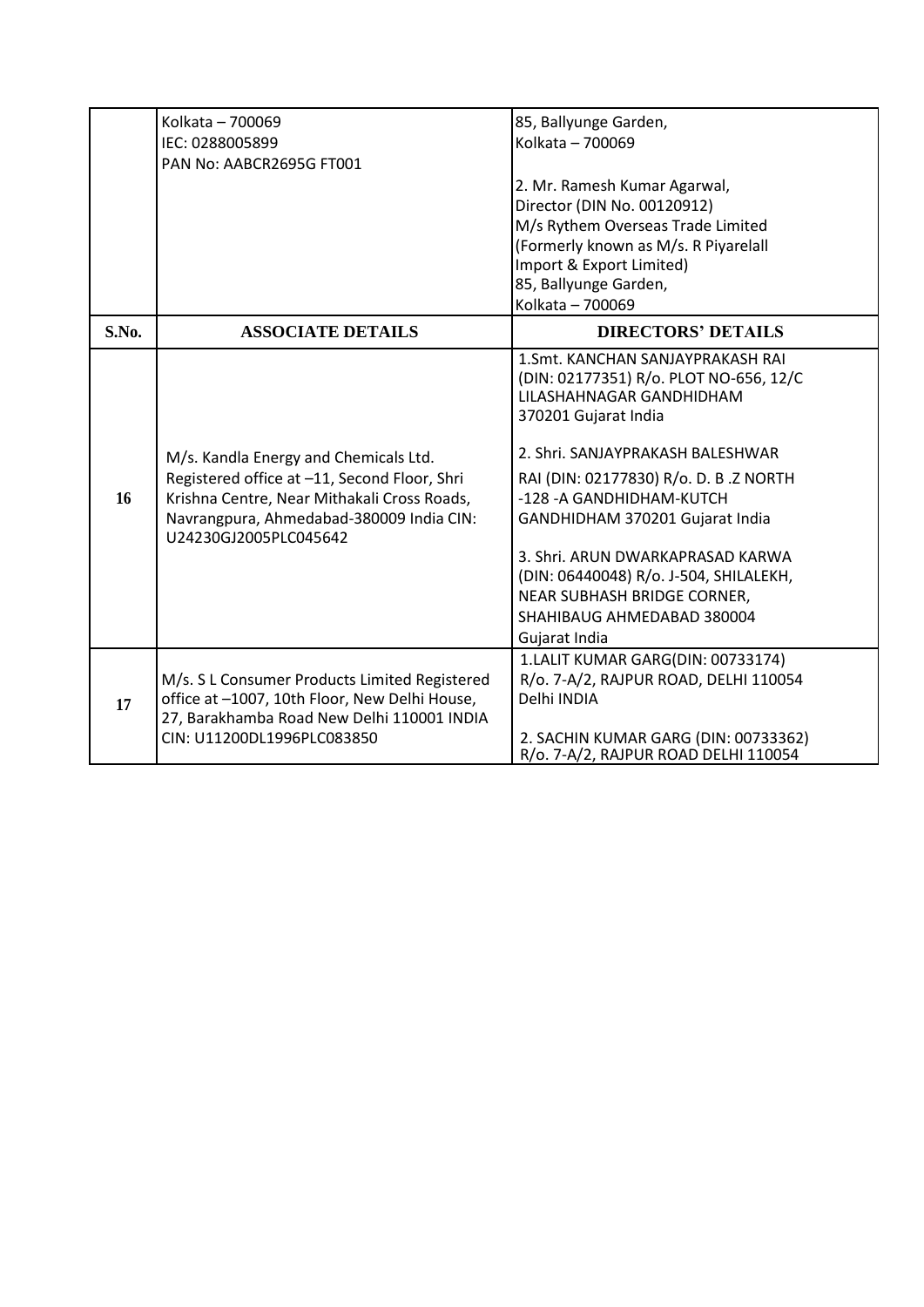| | | |
|---|---|---|
| | Kolkata – 700069<br>IEC: 0288005899<br>PAN No: AABCR2695G FT001 | 85, Ballyunge Garden,<br>Kolkata – 700069<br><br>2. Mr. Ramesh Kumar Agarwal,<br>Director (DIN No. 00120912)<br>M/s Rythem Overseas Trade Limited<br>(Formerly known as M/s. R Piyarelall Import & Export Limited)<br>85, Ballyunge Garden,<br>Kolkata – 700069 |
| **S.No.** | **ASSOCIATE DETAILS** | **DIRECTORS' DETAILS** |
| **16** | M/s. Kandla Energy and Chemicals Ltd. Registered office at –11, Second Floor, Shri Krishna Centre, Near Mithakali Cross Roads, Navrangpura, Ahmedabad-380009 India CIN: U24230GJ2005PLC045642 | 1.Smt. KANCHAN SANJAYPRAKASH RAI (DIN: 02177351) R/o. PLOT NO-656, 12/C LILASHAHNAGAR GANDHIDHAM 370201 Gujarat India<br><br>2. Shri. SANJAYPRAKASH BALESHWAR RAI (DIN: 02177830) R/o. D. B .Z NORTH -128 -A GANDHIDHAM-KUTCH GANDHIDHAM 370201 Gujarat India<br><br>3. Shri. ARUN DWARKAPRASAD KARWA (DIN: 06440048) R/o. J-504, SHILALEKH, NEAR SUBHASH BRIDGE CORNER, SHAHIBAUG AHMEDABAD 380004 Gujarat India |
| **17** | M/s. S L Consumer Products Limited Registered office at –1007, 10th Floor, New Delhi House, 27, Barakhamba Road New Delhi 110001 INDIA CIN: U11200DL1996PLC083850 | 1.LALIT KUMAR GARG(DIN: 00733174) R/o. 7-A/2, RAJPUR ROAD, DELHI 110054 Delhi INDIA<br><br>2. SACHIN KUMAR GARG (DIN: 00733362) R/o. 7-A/2, RAJPUR ROAD DELHI 110054 |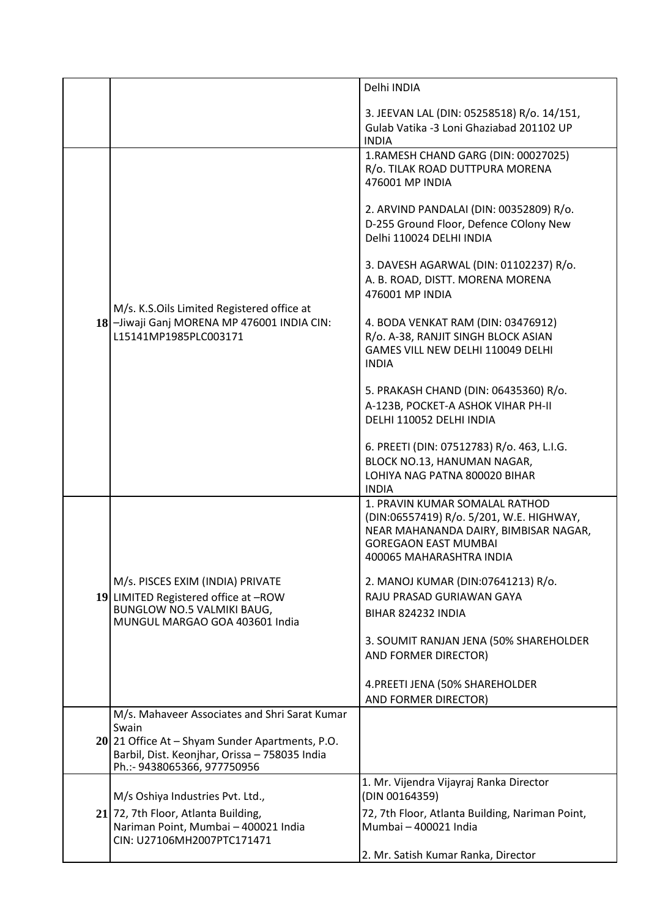| | | |
|---|---|---|
| | | Delhi INDIA<br><br>3. JEEVAN LAL (DIN: 05258518) R/o. 14/151, Gulab Vatika -3 Loni Ghaziabad 201102 UP INDIA |
| 18 | M/s. K.S.Oils Limited Registered office at –Jiwaji Ganj MORENA MP 476001 INDIA CIN: L15141MP1985PLC003171 | 1.RAMESH CHAND GARG (DIN: 00027025) R/o. TILAK ROAD DUTTPURA MORENA 476001 MP INDIA<br><br>2. ARVIND PANDALAI (DIN: 00352809) R/o. D-255 Ground Floor, Defence COlony New Delhi 110024 DELHI INDIA<br><br>3. DAVESH AGARWAL (DIN: 01102237) R/o. A. B. ROAD, DISTT. MORENA MORENA 476001 MP INDIA<br><br>4. BODA VENKAT RAM (DIN: 03476912) R/o. A-38, RANJIT SINGH BLOCK ASIAN GAMES VILL NEW DELHI 110049 DELHI INDIA<br><br>5. PRAKASH CHAND (DIN: 06435360) R/o. A-123B, POCKET-A ASHOK VIHAR PH-II DELHI 110052 DELHI INDIA<br><br>6. PREETI (DIN: 07512783) R/o. 463, L.I.G. BLOCK NO.13, HANUMAN NAGAR, LOHIYA NAG PATNA 800020 BIHAR INDIA |
| 19 | M/s. PISCES EXIM (INDIA) PRIVATE LIMITED Registered office at –ROW BUNGLOW NO.5 VALMIKI BAUG, MUNGUL MARGAO GOA 403601 India | 1. PRAVIN KUMAR SOMALAL RATHOD (DIN:06557419) R/o. 5/201, W.E. HIGHWAY, NEAR MAHANANDA DAIRY, BIMBISAR NAGAR, GOREGAON EAST MUMBAI 400065 MAHARASHTRA INDIA<br><br>2. MANOJ KUMAR (DIN:07641213) R/o. RAJU PRASAD GURIAWAN GAYA BIHAR 824232 INDIA<br><br>3. SOUMIT RANJAN JENA (50% SHAREHOLDER AND FORMER DIRECTOR)<br><br>4.PREETI JENA (50% SHAREHOLDER AND FORMER DIRECTOR) |
| 20 | M/s. Mahaveer Associates and Shri Sarat Kumar Swain<br>21 Office At – Shyam Sunder Apartments, P.O. Barbil, Dist. Keonjhar, Orissa – 758035 India Ph.:- 9438065366, 977750956 | |
| 21 | M/s Oshiya Industries Pvt. Ltd.,<br>72, 7th Floor, Atlanta Building, Nariman Point, Mumbai – 400021 India CIN: U27106MH2007PTC171471 | 1. Mr. Vijendra Vijayraj Ranka Director (DIN 00164359)<br>72, 7th Floor, Atlanta Building, Nariman Point, Mumbai – 400021 India<br><br>2. Mr. Satish Kumar Ranka, Director |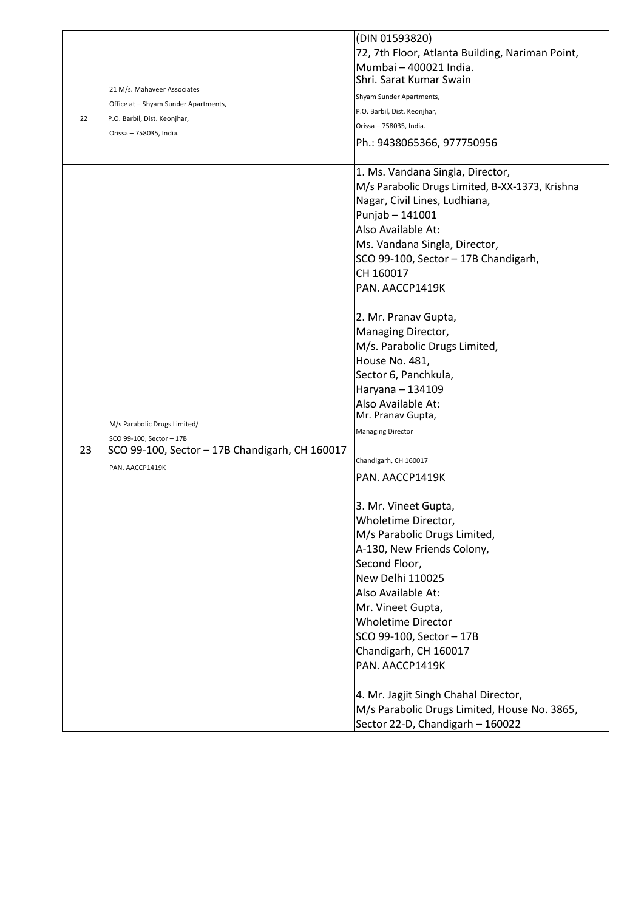| | | |
|---|---|---|
| | | (DIN 01593820)<br>72, 7th Floor, Atlanta Building, Nariman Point, Mumbai – 400021 India. |
| 22 | 21 M/s. Mahaveer Associates<br>Office at – Shyam Sunder Apartments,<br>P.O. Barbil, Dist. Keonjhar,<br>Orissa – 758035, India. | Shri. Sarat Kumar Swain<br>Shyam Sunder Apartments,<br>P.O. Barbil, Dist. Keonjhar,<br>Orissa – 758035, India.<br>Ph.: 9438065366, 977750956 |
| 23 | M/s Parabolic Drugs Limited/<br>SCO 99-100, Sector – 17B<br>SCO 99-100, Sector – 17B Chandigarh, CH 160017<br>PAN. AACCP1419K | 1. Ms. Vandana Singla, Director,<br>M/s Parabolic Drugs Limited, B-XX-1373, Krishna Nagar, Civil Lines, Ludhiana,<br>Punjab – 141001<br>Also Available At:<br>Ms. Vandana Singla, Director,<br>SCO 99-100, Sector – 17B Chandigarh,<br>CH 160017<br>PAN. AACCP1419K<br><br>2. Mr. Pranav Gupta,<br>Managing Director,<br>M/s. Parabolic Drugs Limited,<br>House No. 481,<br>Sector 6, Panchkula,<br>Haryana – 134109<br>Also Available At:<br>Mr. Pranav Gupta,<br>Managing Director<br><br>Chandigarh, CH 160017<br>PAN. AACCP1419K<br><br>3. Mr. Vineet Gupta,<br>Wholetime Director,<br>M/s Parabolic Drugs Limited,<br>A-130, New Friends Colony,<br>Second Floor,<br>New Delhi 110025<br>Also Available At:<br>Mr. Vineet Gupta,<br>Wholetime Director<br>SCO 99-100, Sector – 17B<br>Chandigarh, CH 160017<br>PAN. AACCP1419K<br><br>4. Mr. Jagjit Singh Chahal Director,<br>M/s Parabolic Drugs Limited, House No. 3865,<br>Sector 22-D, Chandigarh – 160022 |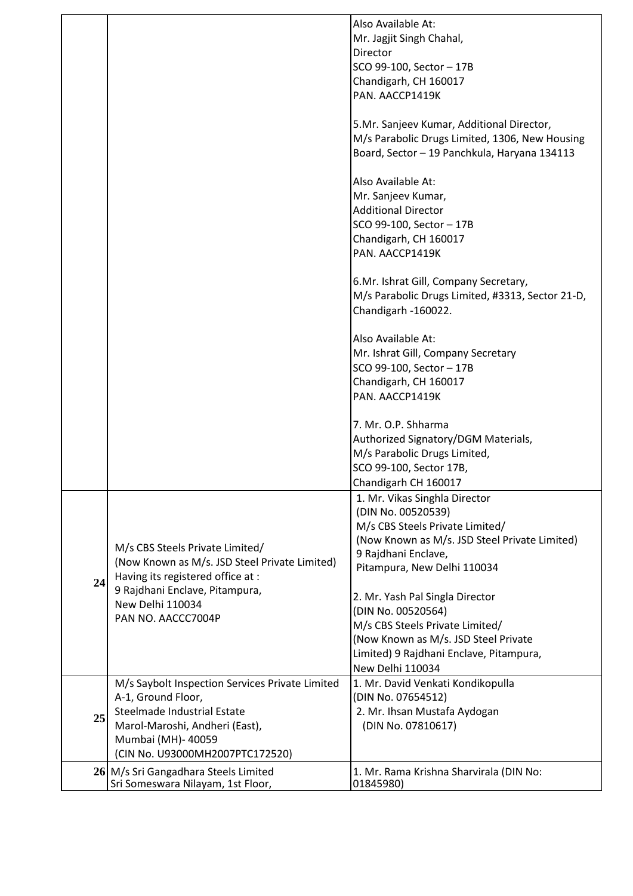| | | |
|---|---|---|
| | | Also Available At:<br>Mr. Jagjit Singh Chahal,<br>Director<br>SCO 99-100, Sector – 17B<br>Chandigarh, CH 160017<br>PAN. AACCP1419K<br><br>5.Mr. Sanjeev Kumar, Additional Director,<br>M/s Parabolic Drugs Limited, 1306, New Housing Board, Sector – 19 Panchkula, Haryana 134113<br><br>Also Available At:<br>Mr. Sanjeev Kumar,<br>Additional Director<br>SCO 99-100, Sector – 17B<br>Chandigarh, CH 160017<br>PAN. AACCP1419K<br><br>6.Mr. Ishrat Gill, Company Secretary,<br>M/s Parabolic Drugs Limited, #3313, Sector 21-D, Chandigarh -160022.<br><br>Also Available At:<br>Mr. Ishrat Gill, Company Secretary<br>SCO 99-100, Sector – 17B<br>Chandigarh, CH 160017<br>PAN. AACCP1419K<br><br>7. Mr. O.P. Shharma<br>Authorized Signatory/DGM Materials,<br>M/s Parabolic Drugs Limited,<br>SCO 99-100, Sector 17B,<br>Chandigarh CH 160017 |
| 24 | M/s CBS Steels Private Limited/<br>(Now Known as M/s. JSD Steel Private Limited)<br>Having its registered office at :<br>9 Rajdhani Enclave, Pitampura,<br>New Delhi 110034<br>PAN NO. AACCC7004P | 1. Mr. Vikas Singhla Director<br>(DIN No. 00520539)<br>M/s CBS Steels Private Limited/<br>(Now Known as M/s. JSD Steel Private Limited)<br>9 Rajdhani Enclave,<br>Pitampura, New Delhi 110034<br><br>2. Mr. Yash Pal Singla Director<br>(DIN No. 00520564)<br>M/s CBS Steels Private Limited/<br>(Now Known as M/s. JSD Steel Private Limited) 9 Rajdhani Enclave, Pitampura,<br>New Delhi 110034 |
| 25 | M/s Saybolt Inspection Services Private Limited<br>A-1, Ground Floor,<br>Steelmade Industrial Estate<br>Marol-Maroshi, Andheri (East),<br>Mumbai (MH)- 40059<br>(CIN No. U93000MH2007PTC172520) | 1. Mr. David Venkati Kondikopulla<br>(DIN No. 07654512)<br>2. Mr. Ihsan Mustafa Aydogan<br>(DIN No. 07810617) |
| 26 | M/s Sri Gangadhara Steels Limited<br>Sri Someswara Nilayam, 1st Floor, | 1. Mr. Rama Krishna Sharvirala (DIN No: 01845980) |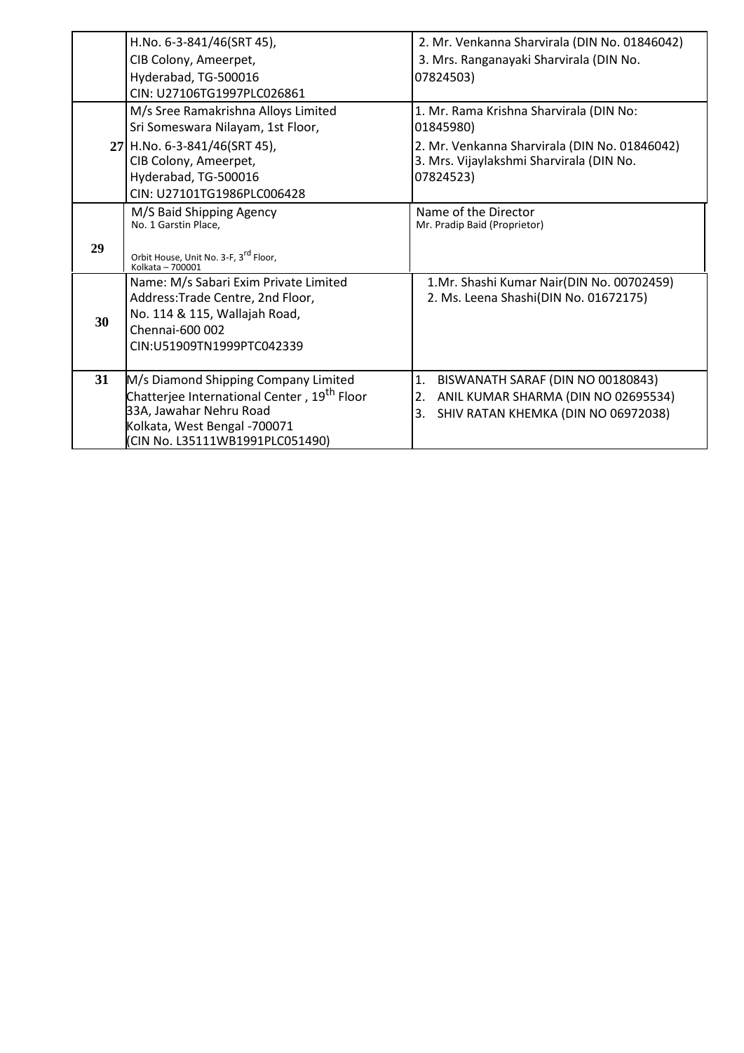| | | |
|---|---|---|
| | H.No. 6-3-841/46(SRT 45),<br>CIB Colony, Ameerpet,<br>Hyderabad, TG-500016<br>CIN: U27106TG1997PLC026861 | 2. Mr. Venkanna Sharvirala (DIN No. 01846042)<br>3. Mrs. Ranganayaki Sharvirala (DIN No. 07824503) |
| 27 | M/s Sree Ramakrishna Alloys Limited<br>Sri Someswara Nilayam, 1st Floor,<br>H.No. 6-3-841/46(SRT 45),<br>CIB Colony, Ameerpet,<br>Hyderabad, TG-500016<br>CIN: U27101TG1986PLC006428 | 1. Mr. Rama Krishna Sharvirala (DIN No: 01845980)<br>2. Mr. Venkanna Sharvirala (DIN No. 01846042)<br>3. Mrs. Vijaylakshmi Sharvirala (DIN No. 07824523) |
| 29 | M/S Baid Shipping Agency<br>No. 1 Garstin Place,<br>Orbit House, Unit No. 3-F, 3rd Floor,<br>Kolkata – 700001 | Name of the Director<br>Mr. Pradip Baid (Proprietor) |
| 30 | Name: M/s Sabari Exim Private Limited<br>Address:Trade Centre, 2nd Floor,<br>No. 114 & 115, Wallajah Road,<br>Chennai-600 002<br>CIN:U51909TN1999PTC042339 | 1.Mr. Shashi Kumar Nair(DIN No. 00702459)<br>2. Ms. Leena Shashi(DIN No. 01672175) |
| 31 | M/s Diamond Shipping Company Limited<br>Chatterjee International Center , 19th Floor<br>33A, Jawahar Nehru Road<br>Kolkata, West Bengal -700071<br>(CIN No. L35111WB1991PLC051490) | 1. BISWANATH SARAF (DIN NO 00180843)<br>2. ANIL KUMAR SHARMA (DIN NO 02695534)<br>3. SHIV RATAN KHEMKA (DIN NO 06972038) |